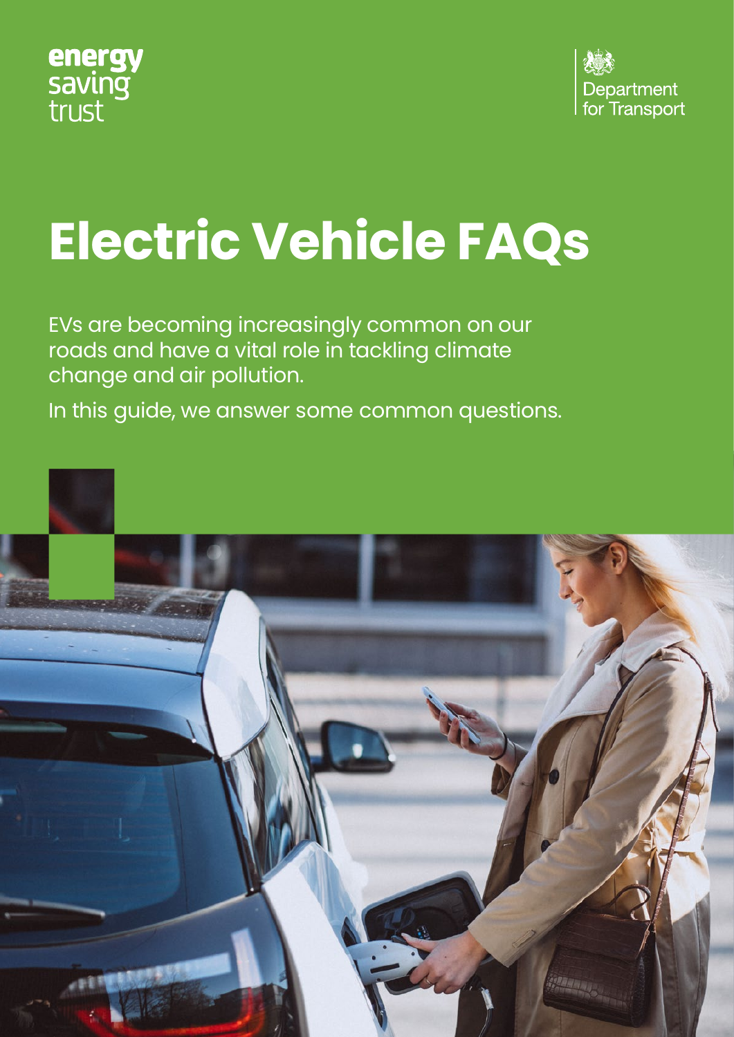energy saving trust

Department for Transport

# Electric Vehicle FAQs

EVs are becoming increasingly common on our roads and have a vital role in tackling climate change and air pollution.

In this guide, we answer some common questions.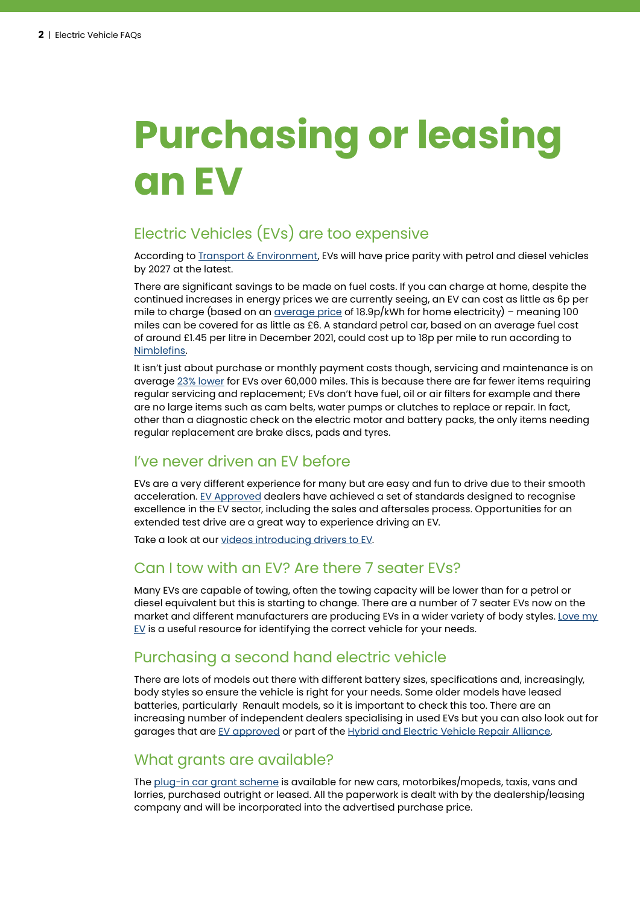# Purchasing or leasing an EV

## Electric Vehicles (EVs) are too expensive

According to Transport & Environment, EVs will have price parity with petrol and diesel vehicles by 2027 at the latest.

There are significant savings to be made on fuel costs. If you can charge at home, despite the continued increases in energy prices we are currently seeing, an EV can cost as little as 6p per mile to charge (based on an average price of 18.9p/kWh for home electricity) – meaning 100 miles can be covered for as little as £6. A standard petrol car, based on an average fuel cost of around £1.45 per litre in December 2021, could cost up to 18p per mile to run according to Nimblefins.

It isn't just about purchase or monthly payment costs though, servicing and maintenance is on average 23% lower for EVs over 60,000 miles. This is because there are far fewer items requiring regular servicing and replacement; EVs don't have fuel, oil or air filters for example and there are no large items such as cam belts, water pumps or clutches to replace or repair. In fact, other than a diagnostic check on the electric motor and battery packs, the only items needing regular replacement are brake discs, pads and tyres.

## I've never driven an EV before

EVs are a very different experience for many but are easy and fun to drive due to their smooth acceleration. EV Approved dealers have achieved a set of standards designed to recognise excellence in the EV sector, including the sales and aftersales process. Opportunities for an extended test drive are a great way to experience driving an EV.

Take a look at our videos introducing drivers to EV.

## Can I tow with an EV? Are there 7 seater EVs?

Many EVs are capable of towing, often the towing capacity will be lower than for a petrol or diesel equivalent but this is starting to change. There are a number of 7 seater EVs now on the market and different manufacturers are producing EVs in a wider variety of body styles. Love my EV is a useful resource for identifying the correct vehicle for your needs.

## Purchasing a second hand electric vehicle

There are lots of models out there with different battery sizes, specifications and, increasingly, body styles so ensure the vehicle is right for your needs. Some older models have leased batteries, particularly Renault models, so it is important to check this too. There are an increasing number of independent dealers specialising in used EVs but you can also look out for garages that are EV approved or part of the Hybrid and Electric Vehicle Repair Alliance.

## What grants are available?

The plug-in car grant scheme is available for new cars, motorbikes/mopeds, taxis, vans and lorries, purchased outright or leased. All the paperwork is dealt with by the dealership/leasing company and will be incorporated into the advertised purchase price.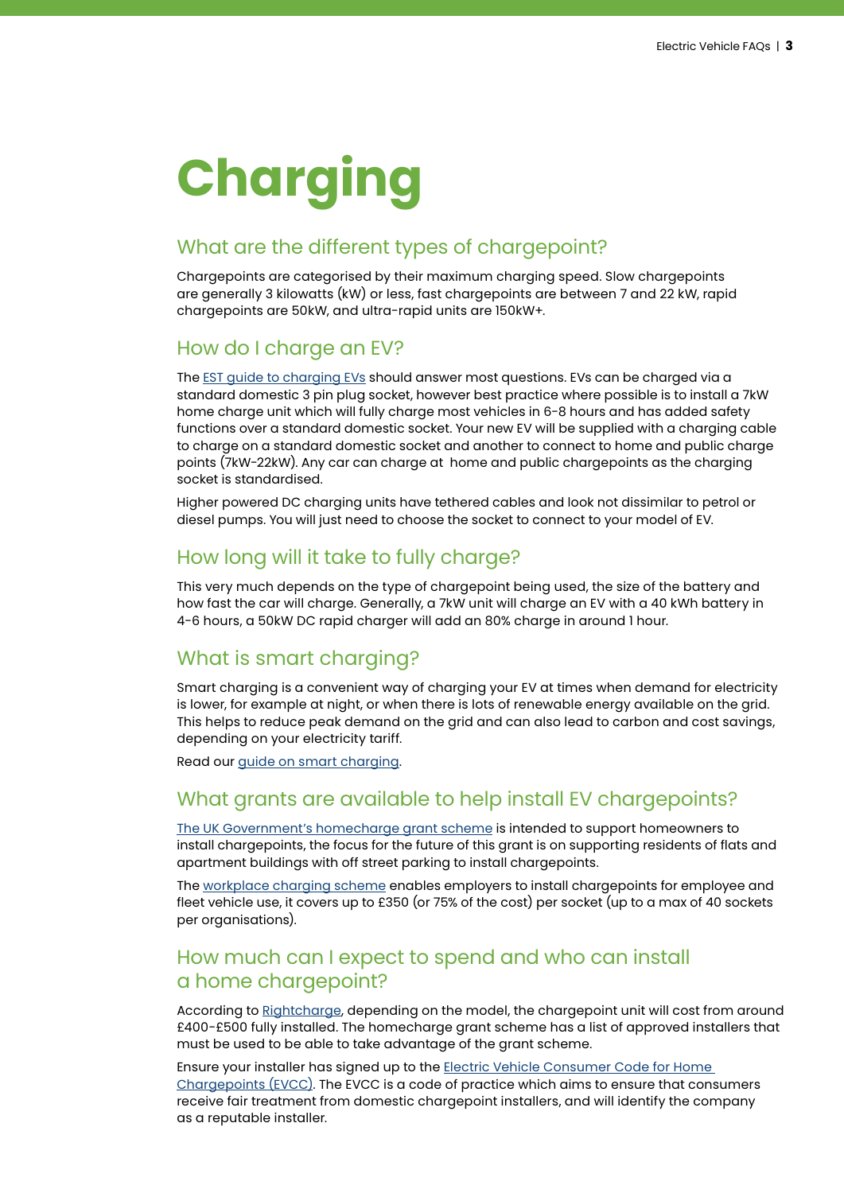# Charging

## What are the different types of chargepoint?

Chargepoints are categorised by their maximum charging speed. Slow chargepoints are generally 3 kilowatts (kW) or less, fast chargepoints are between 7 and 22 kW, rapid chargepoints are 50kW, and ultra-rapid units are 150kW+.

## How do I charge an EV?

The EST guide to charging EVs should answer most questions. EVs can be charged via a standard domestic 3 pin plug socket, however best practice where possible is to install a 7kW home charge unit which will fully charge most vehicles in 6-8 hours and has added safety functions over a standard domestic socket. Your new EV will be supplied with a charging cable to charge on a standard domestic socket and another to connect to home and public charge points (7kW-22kW). Any car can charge at home and public chargepoints as the charging socket is standardised.

Higher powered DC charging units have tethered cables and look not dissimilar to petrol or diesel pumps. You will just need to choose the socket to connect to your model of EV.

## How long will it take to fully charge?

This very much depends on the type of chargepoint being used, the size of the battery and how fast the car will charge. Generally, a 7kW unit will charge an EV with a 40 kWh battery in 4-6 hours, a 50kW DC rapid charger will add an 80% charge in around 1 hour.

## What is smart charging?

Smart charging is a convenient way of charging your EV at times when demand for electricity is lower, for example at night, or when there is lots of renewable energy available on the grid. This helps to reduce peak demand on the grid and can also lead to carbon and cost savings, depending on your electricity tariff.

Read our guide on smart charging.

## What grants are available to help install EV chargepoints?

The UK Government's homecharge grant scheme is intended to support homeowners to install chargepoints, the focus for the future of this grant is on supporting residents of flats and apartment buildings with off street parking to install chargepoints.

The workplace charging scheme enables employers to install chargepoints for employee and fleet vehicle use, it covers up to £350 (or 75% of the cost) per socket (up to a max of 40 sockets per organisations).

## How much can I expect to spend and who can install a home chargepoint?

According to Rightcharge, depending on the model, the chargepoint unit will cost from around £400-£500 fully installed. The homecharge grant scheme has a list of approved installers that must be used to be able to take advantage of the grant scheme.

Ensure your installer has signed up to the Electric Vehicle Consumer Code for Home Chargepoints (EVCC). The EVCC is a code of practice which aims to ensure that consumers receive fair treatment from domestic chargepoint installers, and will identify the company as a reputable installer.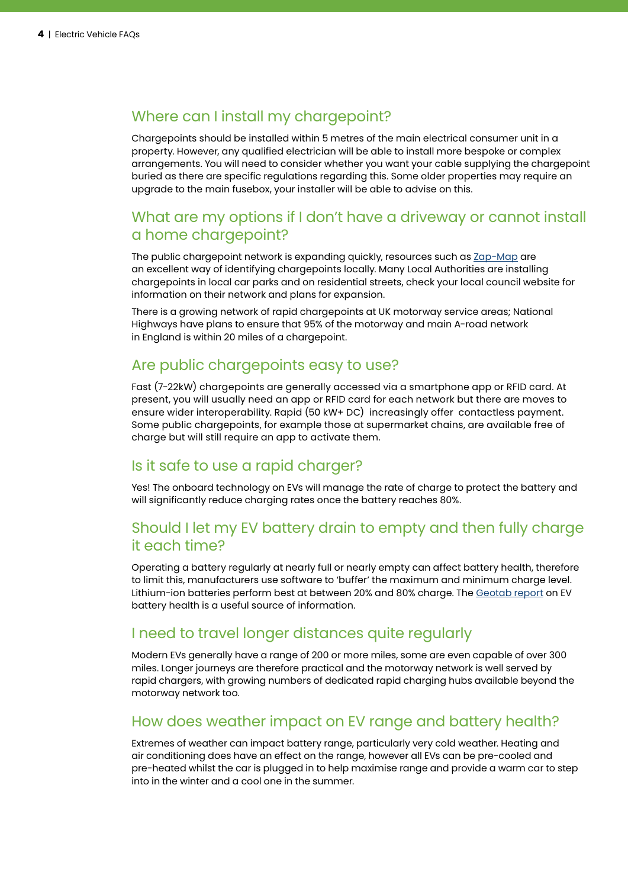## Where can I install my chargepoint?

Chargepoints should be installed within 5 metres of the main electrical consumer unit in a property. However, any qualified electrician will be able to install more bespoke or complex arrangements. You will need to consider whether you want your cable supplying the chargepoint buried as there are specific regulations regarding this. Some older properties may require an upgrade to the main fusebox, your installer will be able to advise on this.

## What are my options if I don't have a driveway or cannot install a home chargepoint?

The public chargepoint network is expanding quickly, resources such as Zap-Map are an excellent way of identifying chargepoints locally. Many Local Authorities are installing chargepoints in local car parks and on residential streets, check your local council website for information on their network and plans for expansion.

There is a growing network of rapid chargepoints at UK motorway service areas; National Highways have plans to ensure that 95% of the motorway and main A-road network in England is within 20 miles of a chargepoint.

## Are public chargepoints easy to use?

Fast (7-22kW) chargepoints are generally accessed via a smartphone app or RFID card. At present, you will usually need an app or RFID card for each network but there are moves to ensure wider interoperability. Rapid (50 kW+ DC) increasingly offer contactless payment. Some public chargepoints, for example those at supermarket chains, are available free of charge but will still require an app to activate them.

## Is it safe to use a rapid charger?

Yes! The onboard technology on EVs will manage the rate of charge to protect the battery and will significantly reduce charging rates once the battery reaches 80%.

## Should I let my EV battery drain to empty and then fully charge it each time?

Operating a battery regularly at nearly full or nearly empty can affect battery health, therefore to limit this, manufacturers use software to 'buffer' the maximum and minimum charge level. Lithium-ion batteries perform best at between 20% and 80% charge. The Geotab report on EV battery health is a useful source of information.

## I need to travel longer distances quite regularly

Modern EVs generally have a range of 200 or more miles, some are even capable of over 300 miles. Longer journeys are therefore practical and the motorway network is well served by rapid chargers, with growing numbers of dedicated rapid charging hubs available beyond the motorway network too.

## How does weather impact on EV range and battery health?

Extremes of weather can impact battery range, particularly very cold weather. Heating and air conditioning does have an effect on the range, however all EVs can be pre-cooled and pre-heated whilst the car is plugged in to help maximise range and provide a warm car to step into in the winter and a cool one in the summer.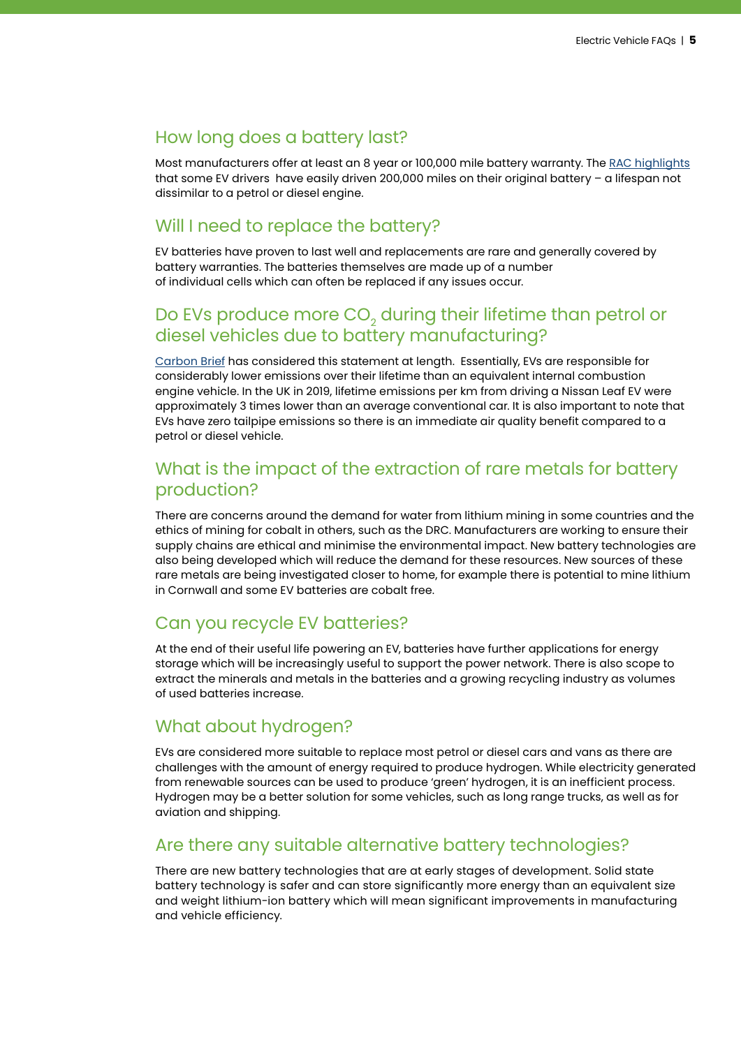## How long does a battery last?

Most manufacturers offer at least an 8 year or 100,000 mile battery warranty. The RAC highlights that some EV drivers have easily driven 200,000 miles on their original battery – a lifespan not dissimilar to a petrol or diesel engine.

## Will I need to replace the battery?

EV batteries have proven to last well and replacements are rare and generally covered by battery warranties. The batteries themselves are made up of a number of individual cells which can often be replaced if any issues occur.

## Do EVs produce more $CO_2$ during their lifetime than petrol or diesel vehicles due to battery manufacturing?

Carbon Brief has considered this statement at length. Essentially, EVs are responsible for considerably lower emissions over their lifetime than an equivalent internal combustion engine vehicle. In the UK in 2019, lifetime emissions per km from driving a Nissan Leaf EV were approximately 3 times lower than an average conventional car. It is also important to note that EVs have zero tailpipe emissions so there is an immediate air quality benefit compared to a petrol or diesel vehicle.

## What is the impact of the extraction of rare metals for battery production?

There are concerns around the demand for water from lithium mining in some countries and the ethics of mining for cobalt in others, such as the DRC. Manufacturers are working to ensure their supply chains are ethical and minimise the environmental impact. New battery technologies are also being developed which will reduce the demand for these resources. New sources of these rare metals are being investigated closer to home, for example there is potential to mine lithium in Cornwall and some EV batteries are cobalt free.

## Can you recycle EV batteries?

At the end of their useful life powering an EV, batteries have further applications for energy storage which will be increasingly useful to support the power network. There is also scope to extract the minerals and metals in the batteries and a growing recycling industry as volumes of used batteries increase.

## What about hydrogen?

EVs are considered more suitable to replace most petrol or diesel cars and vans as there are challenges with the amount of energy required to produce hydrogen. While electricity generated from renewable sources can be used to produce 'green' hydrogen, it is an inefficient process. Hydrogen may be a better solution for some vehicles, such as long range trucks, as well as for aviation and shipping.

## Are there any suitable alternative battery technologies?

There are new battery technologies that are at early stages of development. Solid state battery technology is safer and can store significantly more energy than an equivalent size and weight lithium-ion battery which will mean significant improvements in manufacturing and vehicle efficiency.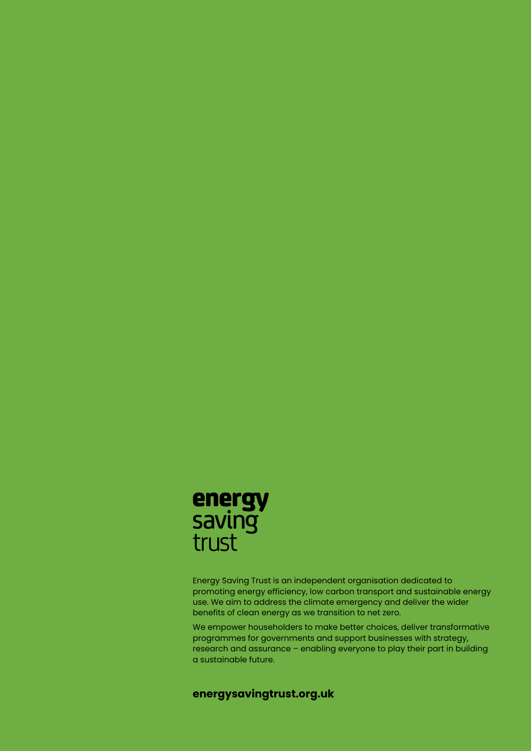energy
saving
trust

Energy Saving Trust is an independent organisation dedicated to promoting energy efficiency, low carbon transport and sustainable energy use. We aim to address the climate emergency and deliver the wider benefits of clean energy as we transition to net zero.

We empower householders to make better choices, deliver transformative programmes for governments and support businesses with strategy, research and assurance – enabling everyone to play their part in building a sustainable future.

**energysavingtrust.org.uk**